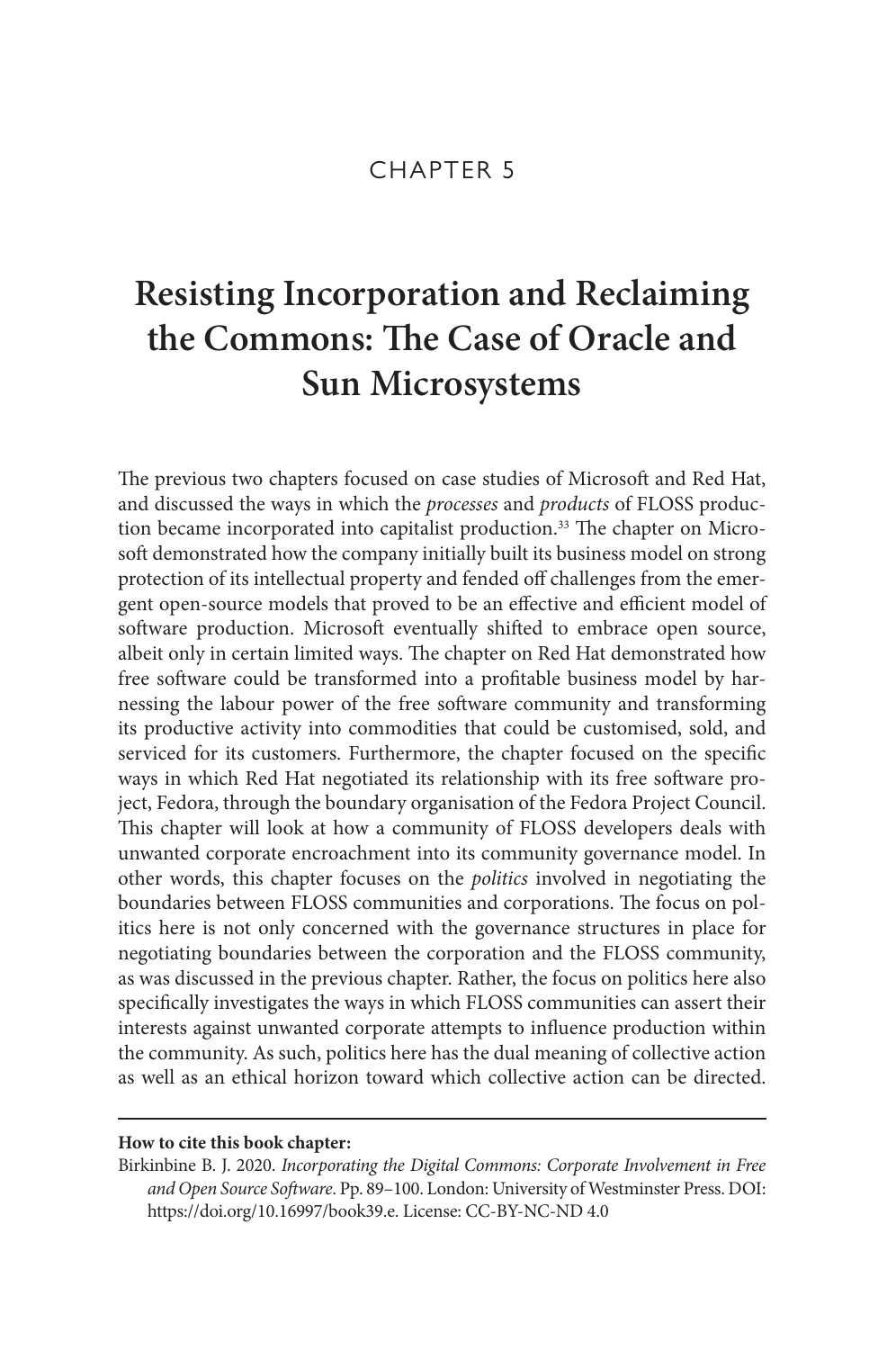CHAPTER 5

# Resisting Incorporation and Reclaiming the Commons: The Case of Oracle and Sun Microsystems

The previous two chapters focused on case studies of Microsoft and Red Hat, and discussed the ways in which the *processes* and *products* of FLOSS production became incorporated into capitalist production.[33] The chapter on Microsoft demonstrated how the company initially built its business model on strong protection of its intellectual property and fended off challenges from the emergent open-source models that proved to be an effective and efficient model of software production. Microsoft eventually shifted to embrace open source, albeit only in certain limited ways. The chapter on Red Hat demonstrated how free software could be transformed into a profitable business model by harnessing the labour power of the free software community and transforming its productive activity into commodities that could be customised, sold, and serviced for its customers. Furthermore, the chapter focused on the specific ways in which Red Hat negotiated its relationship with its free software project, Fedora, through the boundary organisation of the Fedora Project Council. This chapter will look at how a community of FLOSS developers deals with unwanted corporate encroachment into its community governance model. In other words, this chapter focuses on the *politics* involved in negotiating the boundaries between FLOSS communities and corporations. The focus on politics here is not only concerned with the governance structures in place for negotiating boundaries between the corporation and the FLOSS community, as was discussed in the previous chapter. Rather, the focus on politics here also specifically investigates the ways in which FLOSS communities can assert their interests against unwanted corporate attempts to influence production within the community. As such, politics here has the dual meaning of collective action as well as an ethical horizon toward which collective action can be directed.

**How to cite this book chapter:**
Birkinbine B. J. 2020. *Incorporating the Digital Commons: Corporate Involvement in Free and Open Source Software*. Pp. 89–100. London: University of Westminster Press. DOI: https://doi.org/10.16997/book39.e. License: CC-BY-NC-ND 4.0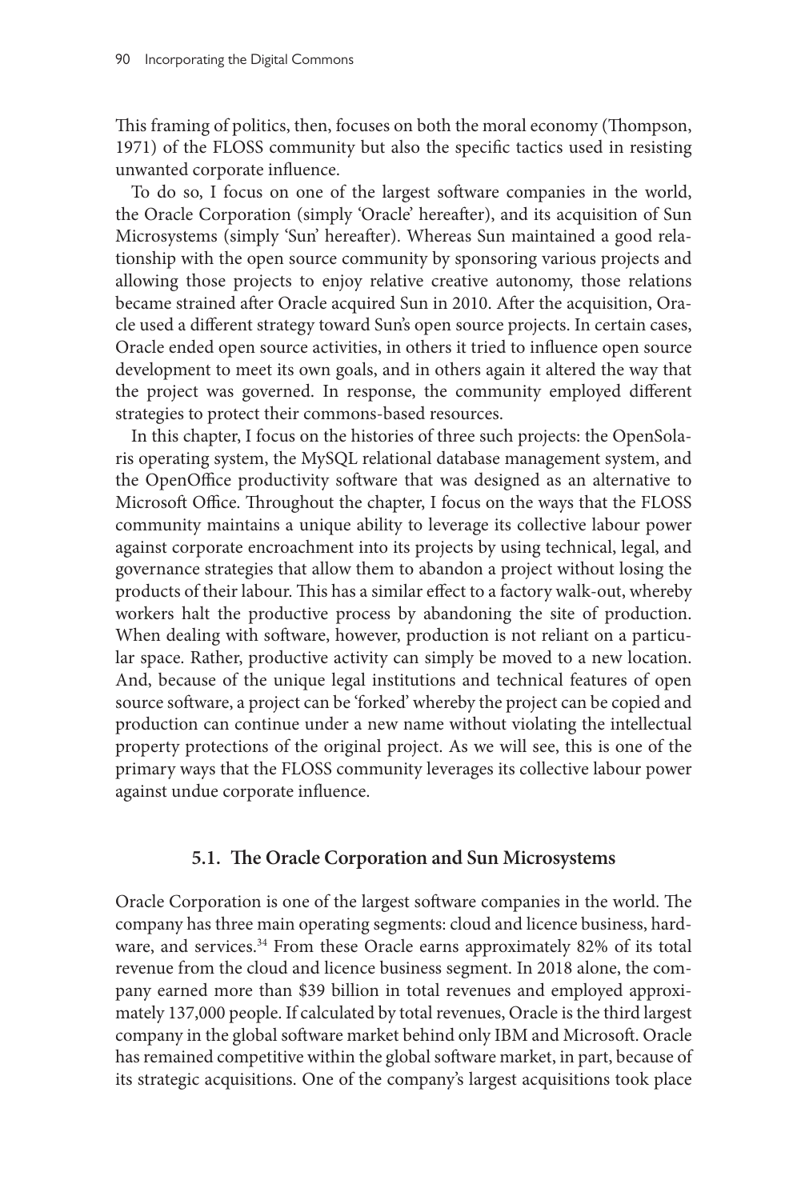This framing of politics, then, focuses on both the moral economy (Thompson, 1971) of the FLOSS community but also the specific tactics used in resisting unwanted corporate influence.

To do so, I focus on one of the largest software companies in the world, the Oracle Corporation (simply 'Oracle' hereafter), and its acquisition of Sun Microsystems (simply 'Sun' hereafter). Whereas Sun maintained a good relationship with the open source community by sponsoring various projects and allowing those projects to enjoy relative creative autonomy, those relations became strained after Oracle acquired Sun in 2010. After the acquisition, Oracle used a different strategy toward Sun's open source projects. In certain cases, Oracle ended open source activities, in others it tried to influence open source development to meet its own goals, and in others again it altered the way that the project was governed. In response, the community employed different strategies to protect their commons-based resources.

In this chapter, I focus on the histories of three such projects: the OpenSolaris operating system, the MySQL relational database management system, and the OpenOffice productivity software that was designed as an alternative to Microsoft Office. Throughout the chapter, I focus on the ways that the FLOSS community maintains a unique ability to leverage its collective labour power against corporate encroachment into its projects by using technical, legal, and governance strategies that allow them to abandon a project without losing the products of their labour. This has a similar effect to a factory walk-out, whereby workers halt the productive process by abandoning the site of production. When dealing with software, however, production is not reliant on a particular space. Rather, productive activity can simply be moved to a new location. And, because of the unique legal institutions and technical features of open source software, a project can be 'forked' whereby the project can be copied and production can continue under a new name without violating the intellectual property protections of the original project. As we will see, this is one of the primary ways that the FLOSS community leverages its collective labour power against undue corporate influence.

## 5.1. The Oracle Corporation and Sun Microsystems

Oracle Corporation is one of the largest software companies in the world. The company has three main operating segments: cloud and licence business, hardware, and services.[34] From these Oracle earns approximately 82% of its total revenue from the cloud and licence business segment. In 2018 alone, the company earned more than $39 billion in total revenues and employed approximately 137,000 people. If calculated by total revenues, Oracle is the third largest company in the global software market behind only IBM and Microsoft. Oracle has remained competitive within the global software market, in part, because of its strategic acquisitions. One of the company's largest acquisitions took place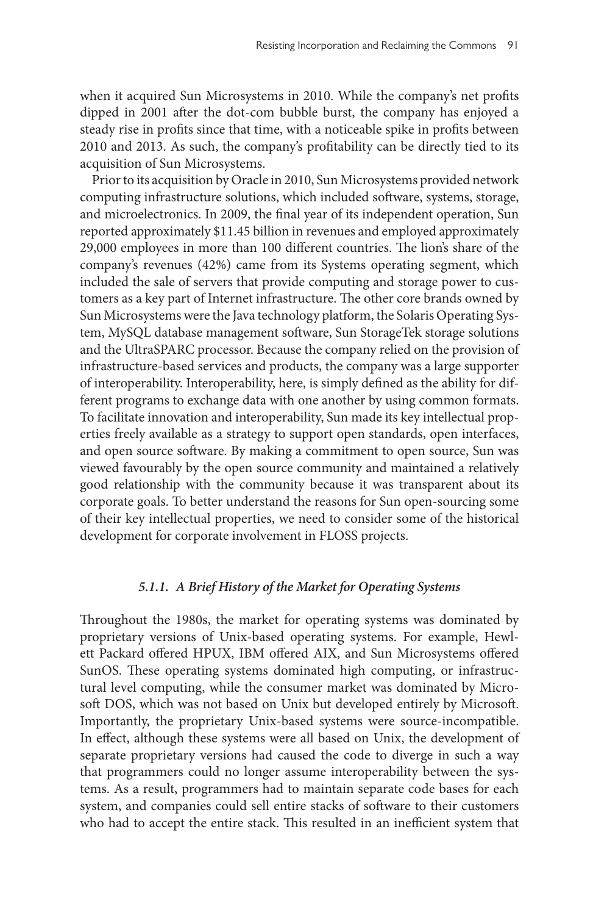when it acquired Sun Microsystems in 2010. While the company's net profits dipped in 2001 after the dot-com bubble burst, the company has enjoyed a steady rise in profits since that time, with a noticeable spike in profits between 2010 and 2013. As such, the company's profitability can be directly tied to its acquisition of Sun Microsystems.

Prior to its acquisition by Oracle in 2010, Sun Microsystems provided network computing infrastructure solutions, which included software, systems, storage, and microelectronics. In 2009, the final year of its independent operation, Sun reported approximately $11.45 billion in revenues and employed approximately 29,000 employees in more than 100 different countries. The lion's share of the company's revenues (42%) came from its Systems operating segment, which included the sale of servers that provide computing and storage power to customers as a key part of Internet infrastructure. The other core brands owned by Sun Microsystems were the Java technology platform, the Solaris Operating System, MySQL database management software, Sun StorageTek storage solutions and the UltraSPARC processor. Because the company relied on the provision of infrastructure-based services and products, the company was a large supporter of interoperability. Interoperability, here, is simply defined as the ability for different programs to exchange data with one another by using common formats. To facilitate innovation and interoperability, Sun made its key intellectual properties freely available as a strategy to support open standards, open interfaces, and open source software. By making a commitment to open source, Sun was viewed favourably by the open source community and maintained a relatively good relationship with the community because it was transparent about its corporate goals. To better understand the reasons for Sun open-sourcing some of their key intellectual properties, we need to consider some of the historical development for corporate involvement in FLOSS projects.

### *5.1.1. A Brief History of the Market for Operating Systems*

Throughout the 1980s, the market for operating systems was dominated by proprietary versions of Unix-based operating systems. For example, Hewlett Packard offered HPUX, IBM offered AIX, and Sun Microsystems offered SunOS. These operating systems dominated high computing, or infrastructural level computing, while the consumer market was dominated by Microsoft DOS, which was not based on Unix but developed entirely by Microsoft. Importantly, the proprietary Unix-based systems were source-incompatible. In effect, although these systems were all based on Unix, the development of separate proprietary versions had caused the code to diverge in such a way that programmers could no longer assume interoperability between the systems. As a result, programmers had to maintain separate code bases for each system, and companies could sell entire stacks of software to their customers who had to accept the entire stack. This resulted in an inefficient system that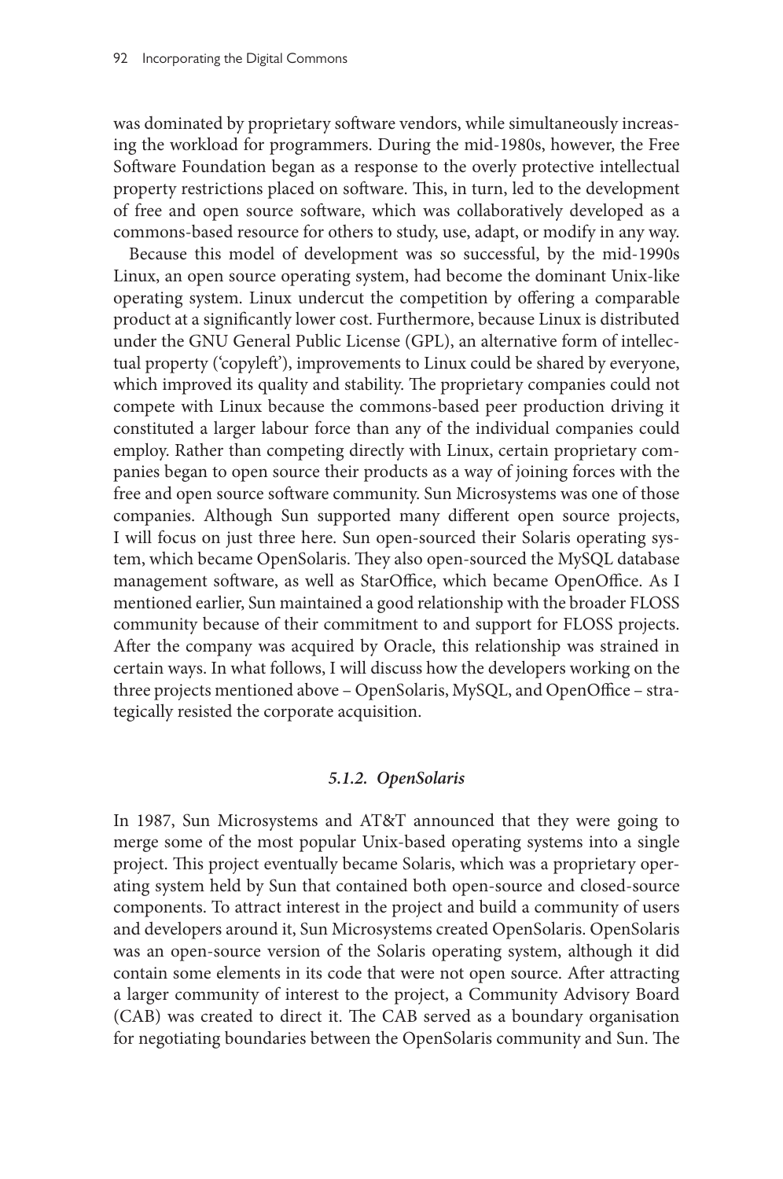was dominated by proprietary software vendors, while simultaneously increasing the workload for programmers. During the mid-1980s, however, the Free Software Foundation began as a response to the overly protective intellectual property restrictions placed on software. This, in turn, led to the development of free and open source software, which was collaboratively developed as a commons-based resource for others to study, use, adapt, or modify in any way.

Because this model of development was so successful, by the mid-1990s Linux, an open source operating system, had become the dominant Unix-like operating system. Linux undercut the competition by offering a comparable product at a significantly lower cost. Furthermore, because Linux is distributed under the GNU General Public License (GPL), an alternative form of intellectual property ('copyleft'), improvements to Linux could be shared by everyone, which improved its quality and stability. The proprietary companies could not compete with Linux because the commons-based peer production driving it constituted a larger labour force than any of the individual companies could employ. Rather than competing directly with Linux, certain proprietary companies began to open source their products as a way of joining forces with the free and open source software community. Sun Microsystems was one of those companies. Although Sun supported many different open source projects, I will focus on just three here. Sun open-sourced their Solaris operating system, which became OpenSolaris. They also open-sourced the MySQL database management software, as well as StarOffice, which became OpenOffice. As I mentioned earlier, Sun maintained a good relationship with the broader FLOSS community because of their commitment to and support for FLOSS projects. After the company was acquired by Oracle, this relationship was strained in certain ways. In what follows, I will discuss how the developers working on the three projects mentioned above – OpenSolaris, MySQL, and OpenOffice – strategically resisted the corporate acquisition.

### *5.1.2. OpenSolaris*

In 1987, Sun Microsystems and AT&T announced that they were going to merge some of the most popular Unix-based operating systems into a single project. This project eventually became Solaris, which was a proprietary operating system held by Sun that contained both open-source and closed-source components. To attract interest in the project and build a community of users and developers around it, Sun Microsystems created OpenSolaris. OpenSolaris was an open-source version of the Solaris operating system, although it did contain some elements in its code that were not open source. After attracting a larger community of interest to the project, a Community Advisory Board (CAB) was created to direct it. The CAB served as a boundary organisation for negotiating boundaries between the OpenSolaris community and Sun. The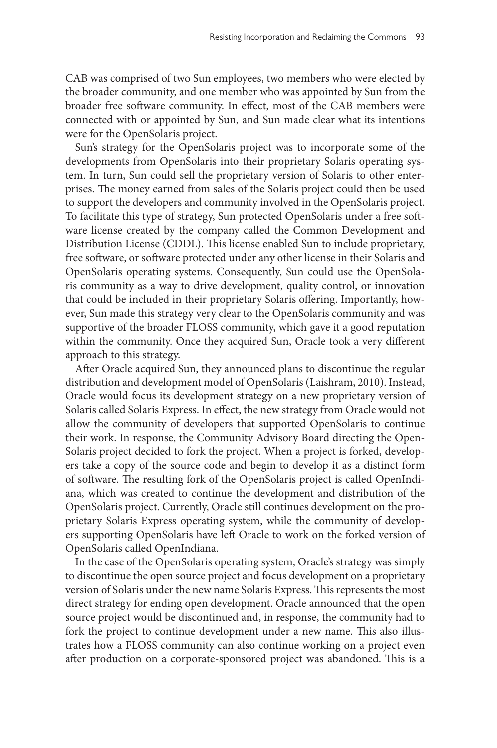CAB was comprised of two Sun employees, two members who were elected by the broader community, and one member who was appointed by Sun from the broader free software community. In effect, most of the CAB members were connected with or appointed by Sun, and Sun made clear what its intentions were for the OpenSolaris project.

Sun's strategy for the OpenSolaris project was to incorporate some of the developments from OpenSolaris into their proprietary Solaris operating system. In turn, Sun could sell the proprietary version of Solaris to other enterprises. The money earned from sales of the Solaris project could then be used to support the developers and community involved in the OpenSolaris project. To facilitate this type of strategy, Sun protected OpenSolaris under a free software license created by the company called the Common Development and Distribution License (CDDL). This license enabled Sun to include proprietary, free software, or software protected under any other license in their Solaris and OpenSolaris operating systems. Consequently, Sun could use the OpenSolaris community as a way to drive development, quality control, or innovation that could be included in their proprietary Solaris offering. Importantly, however, Sun made this strategy very clear to the OpenSolaris community and was supportive of the broader FLOSS community, which gave it a good reputation within the community. Once they acquired Sun, Oracle took a very different approach to this strategy.

After Oracle acquired Sun, they announced plans to discontinue the regular distribution and development model of OpenSolaris (Laishram, 2010). Instead, Oracle would focus its development strategy on a new proprietary version of Solaris called Solaris Express. In effect, the new strategy from Oracle would not allow the community of developers that supported OpenSolaris to continue their work. In response, the Community Advisory Board directing the OpenSolaris project decided to fork the project. When a project is forked, developers take a copy of the source code and begin to develop it as a distinct form of software. The resulting fork of the OpenSolaris project is called OpenIndiana, which was created to continue the development and distribution of the OpenSolaris project. Currently, Oracle still continues development on the proprietary Solaris Express operating system, while the community of developers supporting OpenSolaris have left Oracle to work on the forked version of OpenSolaris called OpenIndiana.

In the case of the OpenSolaris operating system, Oracle's strategy was simply to discontinue the open source project and focus development on a proprietary version of Solaris under the new name Solaris Express. This represents the most direct strategy for ending open development. Oracle announced that the open source project would be discontinued and, in response, the community had to fork the project to continue development under a new name. This also illustrates how a FLOSS community can also continue working on a project even after production on a corporate-sponsored project was abandoned. This is a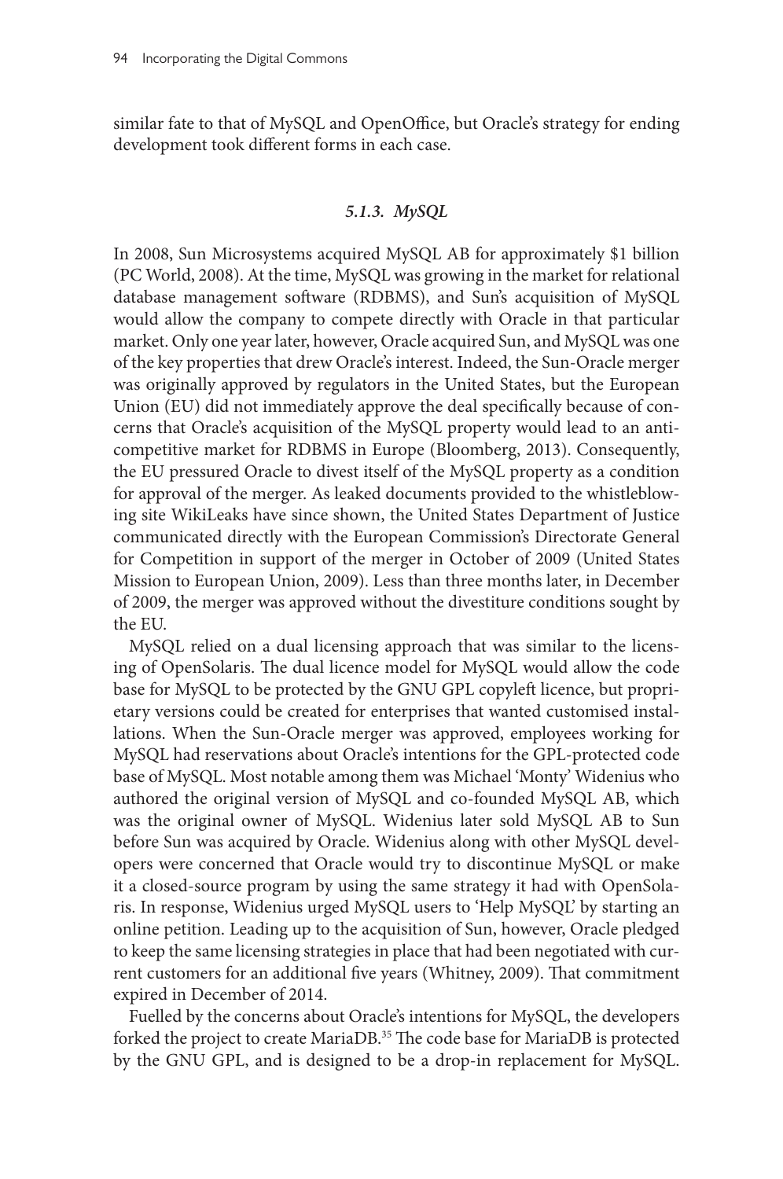similar fate to that of MySQL and OpenOffice, but Oracle's strategy for ending development took different forms in each case.

### *5.1.3. MySQL*

In 2008, Sun Microsystems acquired MySQL AB for approximately $1 billion (PC World, 2008). At the time, MySQL was growing in the market for relational database management software (RDBMS), and Sun's acquisition of MySQL would allow the company to compete directly with Oracle in that particular market. Only one year later, however, Oracle acquired Sun, and MySQL was one of the key properties that drew Oracle's interest. Indeed, the Sun-Oracle merger was originally approved by regulators in the United States, but the European Union (EU) did not immediately approve the deal specifically because of concerns that Oracle's acquisition of the MySQL property would lead to an anti-competitive market for RDBMS in Europe (Bloomberg, 2013). Consequently, the EU pressured Oracle to divest itself of the MySQL property as a condition for approval of the merger. As leaked documents provided to the whistleblowing site WikiLeaks have since shown, the United States Department of Justice communicated directly with the European Commission's Directorate General for Competition in support of the merger in October of 2009 (United States Mission to European Union, 2009). Less than three months later, in December of 2009, the merger was approved without the divestiture conditions sought by the EU.

MySQL relied on a dual licensing approach that was similar to the licensing of OpenSolaris. The dual licence model for MySQL would allow the code base for MySQL to be protected by the GNU GPL copyleft licence, but proprietary versions could be created for enterprises that wanted customised installations. When the Sun-Oracle merger was approved, employees working for MySQL had reservations about Oracle's intentions for the GPL-protected code base of MySQL. Most notable among them was Michael 'Monty' Widenius who authored the original version of MySQL and co-founded MySQL AB, which was the original owner of MySQL. Widenius later sold MySQL AB to Sun before Sun was acquired by Oracle. Widenius along with other MySQL developers were concerned that Oracle would try to discontinue MySQL or make it a closed-source program by using the same strategy it had with OpenSolaris. In response, Widenius urged MySQL users to 'Help MySQL' by starting an online petition. Leading up to the acquisition of Sun, however, Oracle pledged to keep the same licensing strategies in place that had been negotiated with current customers for an additional five years (Whitney, 2009). That commitment expired in December of 2014.

Fuelled by the concerns about Oracle's intentions for MySQL, the developers forked the project to create MariaDB.[35] The code base for MariaDB is protected by the GNU GPL, and is designed to be a drop-in replacement for MySQL.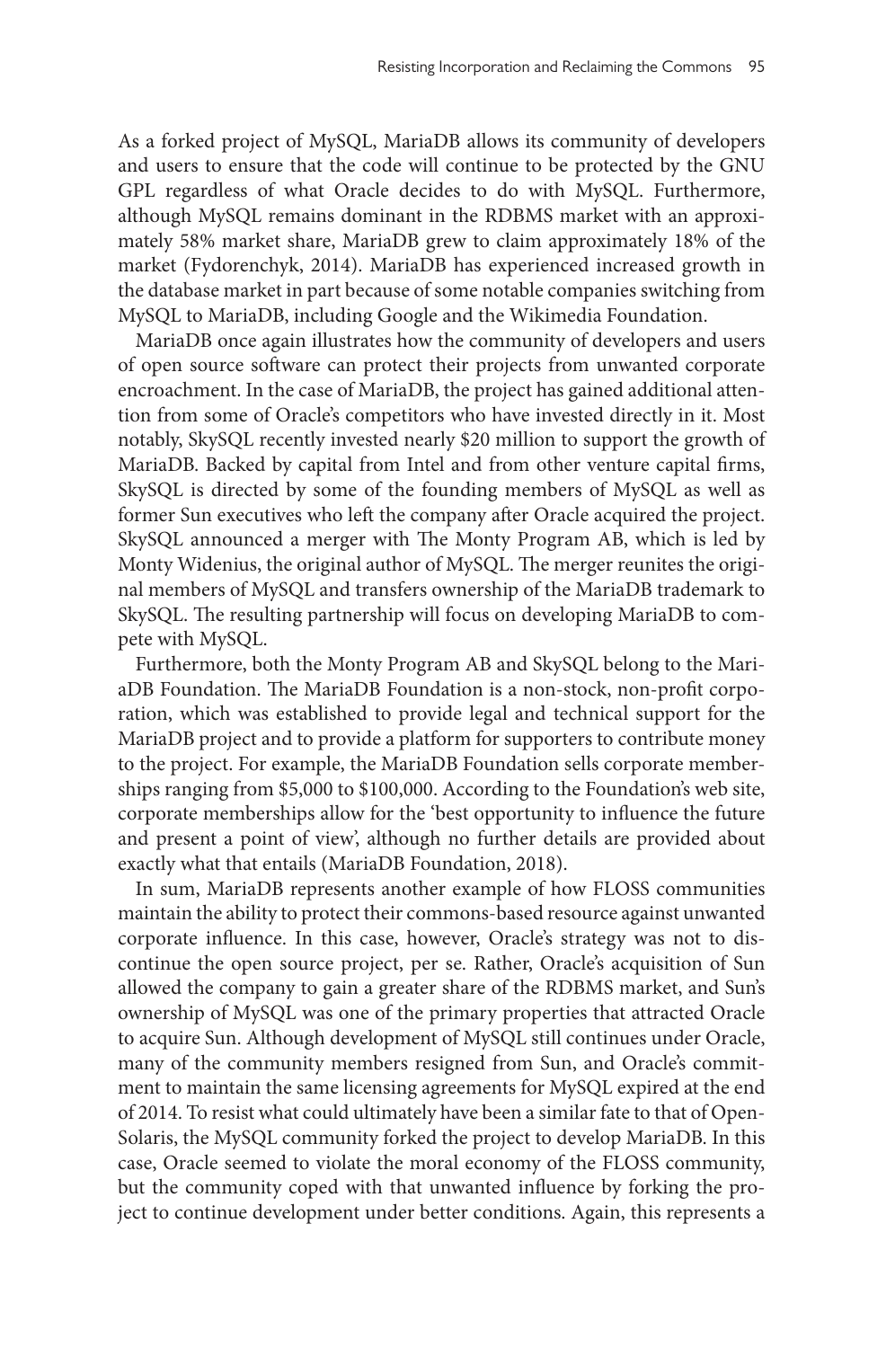As a forked project of MySQL, MariaDB allows its community of developers and users to ensure that the code will continue to be protected by the GNU GPL regardless of what Oracle decides to do with MySQL. Furthermore, although MySQL remains dominant in the RDBMS market with an approximately 58% market share, MariaDB grew to claim approximately 18% of the market (Fydorenchyk, 2014). MariaDB has experienced increased growth in the database market in part because of some notable companies switching from MySQL to MariaDB, including Google and the Wikimedia Foundation.

MariaDB once again illustrates how the community of developers and users of open source software can protect their projects from unwanted corporate encroachment. In the case of MariaDB, the project has gained additional attention from some of Oracle's competitors who have invested directly in it. Most notably, SkySQL recently invested nearly $20 million to support the growth of MariaDB. Backed by capital from Intel and from other venture capital firms, SkySQL is directed by some of the founding members of MySQL as well as former Sun executives who left the company after Oracle acquired the project. SkySQL announced a merger with The Monty Program AB, which is led by Monty Widenius, the original author of MySQL. The merger reunites the original members of MySQL and transfers ownership of the MariaDB trademark to SkySQL. The resulting partnership will focus on developing MariaDB to compete with MySQL.

Furthermore, both the Monty Program AB and SkySQL belong to the MariaDB Foundation. The MariaDB Foundation is a non-stock, non-profit corporation, which was established to provide legal and technical support for the MariaDB project and to provide a platform for supporters to contribute money to the project. For example, the MariaDB Foundation sells corporate memberships ranging from $5,000 to $100,000. According to the Foundation's web site, corporate memberships allow for the 'best opportunity to influence the future and present a point of view', although no further details are provided about exactly what that entails (MariaDB Foundation, 2018).

In sum, MariaDB represents another example of how FLOSS communities maintain the ability to protect their commons-based resource against unwanted corporate influence. In this case, however, Oracle's strategy was not to discontinue the open source project, per se. Rather, Oracle's acquisition of Sun allowed the company to gain a greater share of the RDBMS market, and Sun's ownership of MySQL was one of the primary properties that attracted Oracle to acquire Sun. Although development of MySQL still continues under Oracle, many of the community members resigned from Sun, and Oracle's commitment to maintain the same licensing agreements for MySQL expired at the end of 2014. To resist what could ultimately have been a similar fate to that of OpenSolaris, the MySQL community forked the project to develop MariaDB. In this case, Oracle seemed to violate the moral economy of the FLOSS community, but the community coped with that unwanted influence by forking the project to continue development under better conditions. Again, this represents a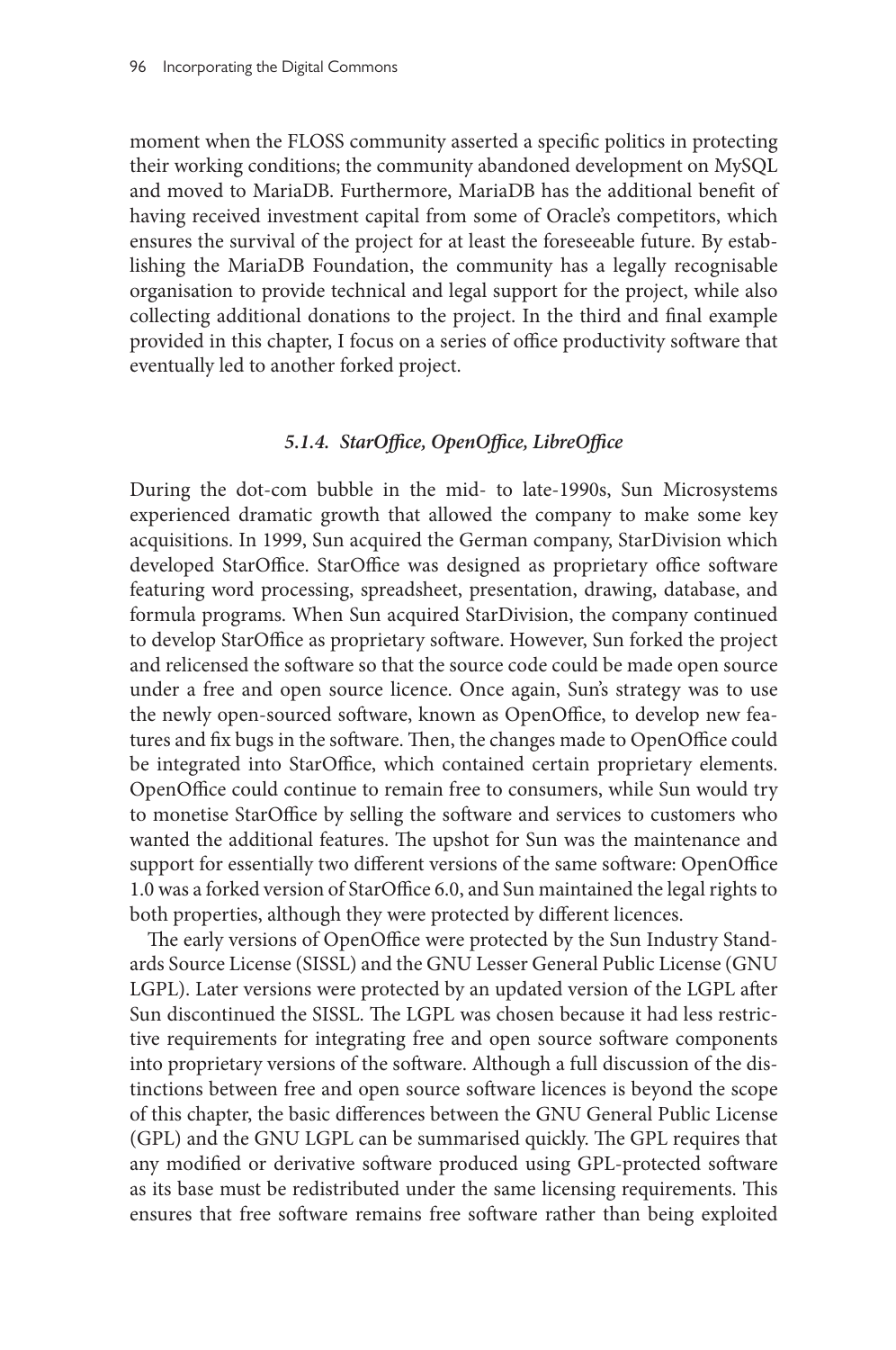moment when the FLOSS community asserted a specific politics in protecting their working conditions; the community abandoned development on MySQL and moved to MariaDB. Furthermore, MariaDB has the additional benefit of having received investment capital from some of Oracle's competitors, which ensures the survival of the project for at least the foreseeable future. By establishing the MariaDB Foundation, the community has a legally recognisable organisation to provide technical and legal support for the project, while also collecting additional donations to the project. In the third and final example provided in this chapter, I focus on a series of office productivity software that eventually led to another forked project.

### *5.1.4. StarOffice, OpenOffice, LibreOffice*

During the dot-com bubble in the mid- to late-1990s, Sun Microsystems experienced dramatic growth that allowed the company to make some key acquisitions. In 1999, Sun acquired the German company, StarDivision which developed StarOffice. StarOffice was designed as proprietary office software featuring word processing, spreadsheet, presentation, drawing, database, and formula programs. When Sun acquired StarDivision, the company continued to develop StarOffice as proprietary software. However, Sun forked the project and relicensed the software so that the source code could be made open source under a free and open source licence. Once again, Sun's strategy was to use the newly open-sourced software, known as OpenOffice, to develop new features and fix bugs in the software. Then, the changes made to OpenOffice could be integrated into StarOffice, which contained certain proprietary elements. OpenOffice could continue to remain free to consumers, while Sun would try to monetise StarOffice by selling the software and services to customers who wanted the additional features. The upshot for Sun was the maintenance and support for essentially two different versions of the same software: OpenOffice 1.0 was a forked version of StarOffice 6.0, and Sun maintained the legal rights to both properties, although they were protected by different licences.

The early versions of OpenOffice were protected by the Sun Industry Standards Source License (SISSL) and the GNU Lesser General Public License (GNU LGPL). Later versions were protected by an updated version of the LGPL after Sun discontinued the SISSL. The LGPL was chosen because it had less restrictive requirements for integrating free and open source software components into proprietary versions of the software. Although a full discussion of the distinctions between free and open source software licences is beyond the scope of this chapter, the basic differences between the GNU General Public License (GPL) and the GNU LGPL can be summarised quickly. The GPL requires that any modified or derivative software produced using GPL-protected software as its base must be redistributed under the same licensing requirements. This ensures that free software remains free software rather than being exploited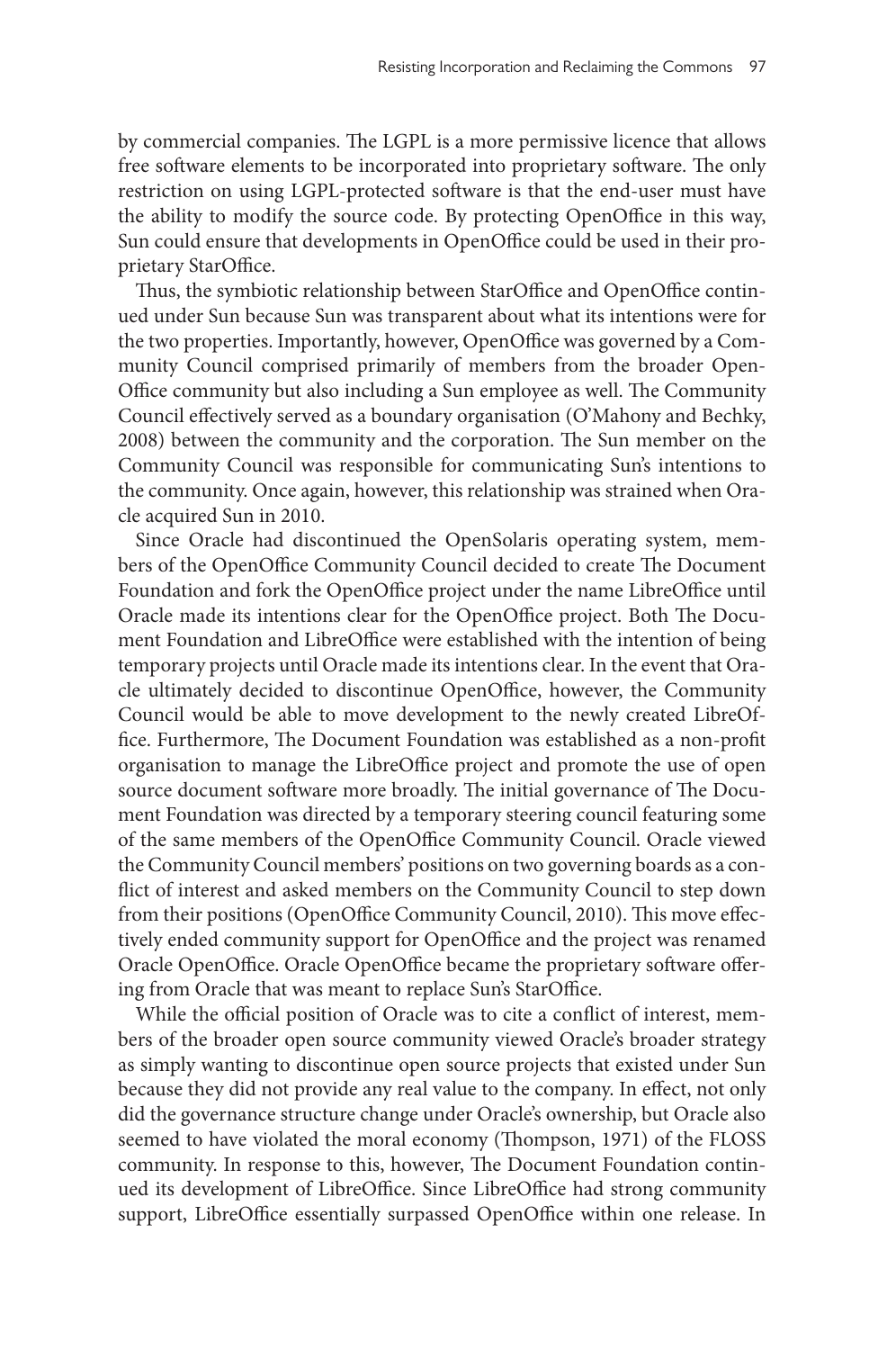by commercial companies. The LGPL is a more permissive licence that allows free software elements to be incorporated into proprietary software. The only restriction on using LGPL-protected software is that the end-user must have the ability to modify the source code. By protecting OpenOffice in this way, Sun could ensure that developments in OpenOffice could be used in their proprietary StarOffice.

Thus, the symbiotic relationship between StarOffice and OpenOffice continued under Sun because Sun was transparent about what its intentions were for the two properties. Importantly, however, OpenOffice was governed by a Community Council comprised primarily of members from the broader OpenOffice community but also including a Sun employee as well. The Community Council effectively served as a boundary organisation (O'Mahony and Bechky, 2008) between the community and the corporation. The Sun member on the Community Council was responsible for communicating Sun's intentions to the community. Once again, however, this relationship was strained when Oracle acquired Sun in 2010.

Since Oracle had discontinued the OpenSolaris operating system, members of the OpenOffice Community Council decided to create The Document Foundation and fork the OpenOffice project under the name LibreOffice until Oracle made its intentions clear for the OpenOffice project. Both The Document Foundation and LibreOffice were established with the intention of being temporary projects until Oracle made its intentions clear. In the event that Oracle ultimately decided to discontinue OpenOffice, however, the Community Council would be able to move development to the newly created LibreOffice. Furthermore, The Document Foundation was established as a non-profit organisation to manage the LibreOffice project and promote the use of open source document software more broadly. The initial governance of The Document Foundation was directed by a temporary steering council featuring some of the same members of the OpenOffice Community Council. Oracle viewed the Community Council members' positions on two governing boards as a conflict of interest and asked members on the Community Council to step down from their positions (OpenOffice Community Council, 2010). This move effectively ended community support for OpenOffice and the project was renamed Oracle OpenOffice. Oracle OpenOffice became the proprietary software offering from Oracle that was meant to replace Sun's StarOffice.

While the official position of Oracle was to cite a conflict of interest, members of the broader open source community viewed Oracle's broader strategy as simply wanting to discontinue open source projects that existed under Sun because they did not provide any real value to the company. In effect, not only did the governance structure change under Oracle's ownership, but Oracle also seemed to have violated the moral economy (Thompson, 1971) of the FLOSS community. In response to this, however, The Document Foundation continued its development of LibreOffice. Since LibreOffice had strong community support, LibreOffice essentially surpassed OpenOffice within one release. In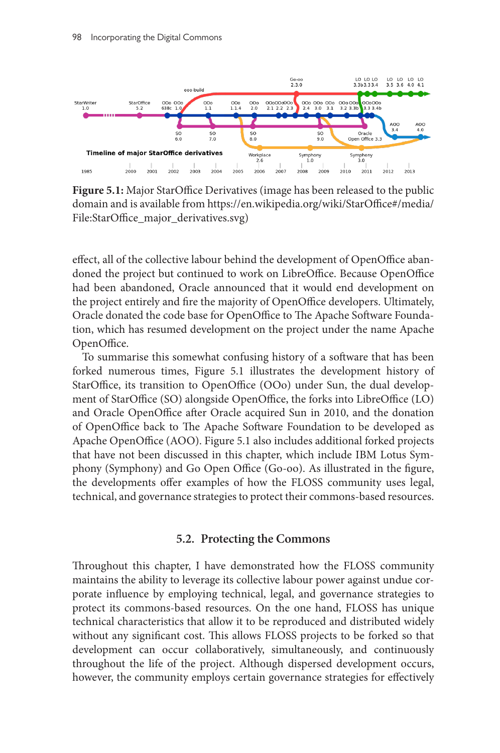**Figure 5.1:** Major StarOffice Derivatives (image has been released to the public domain and is available from https://en.wikipedia.org/wiki/StarOffice#/media/File:StarOffice_major_derivatives.svg)

effect, all of the collective labour behind the development of OpenOffice abandoned the project but continued to work on LibreOffice. Because OpenOffice had been abandoned, Oracle announced that it would end development on the project entirely and fire the majority of OpenOffice developers. Ultimately, Oracle donated the code base for OpenOffice to The Apache Software Foundation, which has resumed development on the project under the name Apache OpenOffice.

To summarise this somewhat confusing history of a software that has been forked numerous times, Figure 5.1 illustrates the development history of StarOffice, its transition to OpenOffice (OOo) under Sun, the dual development of StarOffice (SO) alongside OpenOffice, the forks into LibreOffice (LO) and Oracle OpenOffice after Oracle acquired Sun in 2010, and the donation of OpenOffice back to The Apache Software Foundation to be developed as Apache OpenOffice (AOO). Figure 5.1 also includes additional forked projects that have not been discussed in this chapter, which include IBM Lotus Symphony (Symphony) and Go Open Office (Go-oo). As illustrated in the figure, the developments offer examples of how the FLOSS community uses legal, technical, and governance strategies to protect their commons-based resources.

## 5.2. Protecting the Commons

Throughout this chapter, I have demonstrated how the FLOSS community maintains the ability to leverage its collective labour power against undue corporate influence by employing technical, legal, and governance strategies to protect its commons-based resources. On the one hand, FLOSS has unique technical characteristics that allow it to be reproduced and distributed widely without any significant cost. This allows FLOSS projects to be forked so that development can occur collaboratively, simultaneously, and continuously throughout the life of the project. Although dispersed development occurs, however, the community employs certain governance strategies for effectively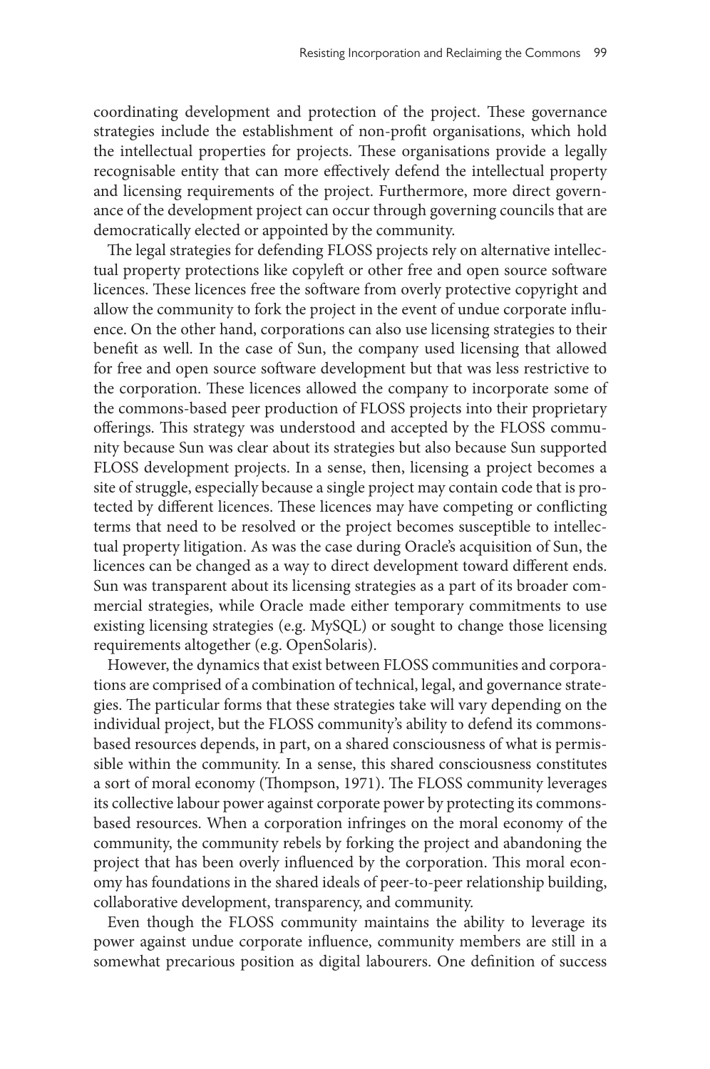coordinating development and protection of the project. These governance strategies include the establishment of non-profit organisations, which hold the intellectual properties for projects. These organisations provide a legally recognisable entity that can more effectively defend the intellectual property and licensing requirements of the project. Furthermore, more direct governance of the development project can occur through governing councils that are democratically elected or appointed by the community.

The legal strategies for defending FLOSS projects rely on alternative intellectual property protections like copyleft or other free and open source software licences. These licences free the software from overly protective copyright and allow the community to fork the project in the event of undue corporate influence. On the other hand, corporations can also use licensing strategies to their benefit as well. In the case of Sun, the company used licensing that allowed for free and open source software development but that was less restrictive to the corporation. These licences allowed the company to incorporate some of the commons-based peer production of FLOSS projects into their proprietary offerings. This strategy was understood and accepted by the FLOSS community because Sun was clear about its strategies but also because Sun supported FLOSS development projects. In a sense, then, licensing a project becomes a site of struggle, especially because a single project may contain code that is protected by different licences. These licences may have competing or conflicting terms that need to be resolved or the project becomes susceptible to intellectual property litigation. As was the case during Oracle's acquisition of Sun, the licences can be changed as a way to direct development toward different ends. Sun was transparent about its licensing strategies as a part of its broader commercial strategies, while Oracle made either temporary commitments to use existing licensing strategies (e.g. MySQL) or sought to change those licensing requirements altogether (e.g. OpenSolaris).

However, the dynamics that exist between FLOSS communities and corporations are comprised of a combination of technical, legal, and governance strategies. The particular forms that these strategies take will vary depending on the individual project, but the FLOSS community's ability to defend its commons-based resources depends, in part, on a shared consciousness of what is permissible within the community. In a sense, this shared consciousness constitutes a sort of moral economy (Thompson, 1971). The FLOSS community leverages its collective labour power against corporate power by protecting its commons-based resources. When a corporation infringes on the moral economy of the community, the community rebels by forking the project and abandoning the project that has been overly influenced by the corporation. This moral economy has foundations in the shared ideals of peer-to-peer relationship building, collaborative development, transparency, and community.

Even though the FLOSS community maintains the ability to leverage its power against undue corporate influence, community members are still in a somewhat precarious position as digital labourers. One definition of success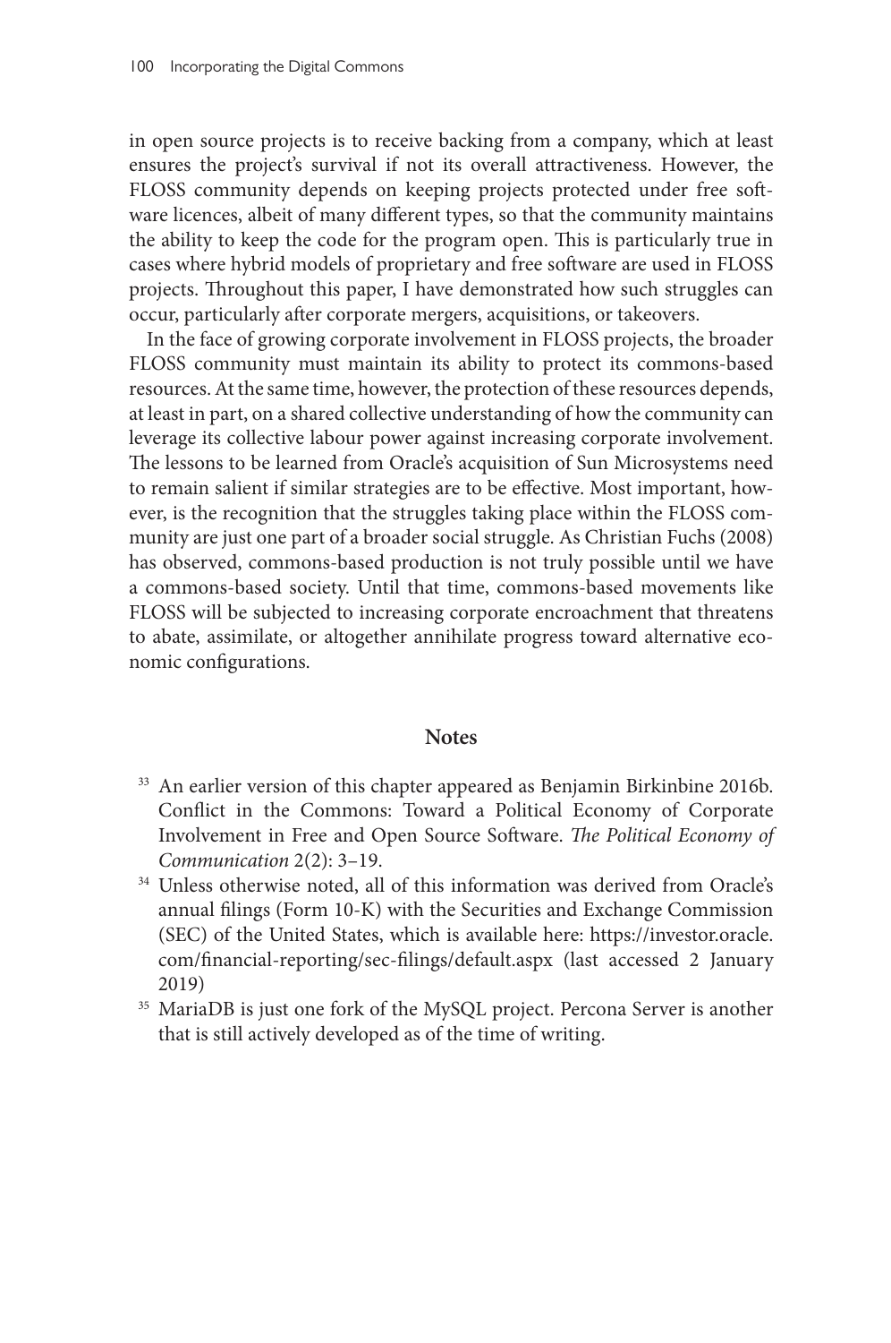in open source projects is to receive backing from a company, which at least ensures the project's survival if not its overall attractiveness. However, the FLOSS community depends on keeping projects protected under free software licences, albeit of many different types, so that the community maintains the ability to keep the code for the program open. This is particularly true in cases where hybrid models of proprietary and free software are used in FLOSS projects. Throughout this paper, I have demonstrated how such struggles can occur, particularly after corporate mergers, acquisitions, or takeovers.

In the face of growing corporate involvement in FLOSS projects, the broader FLOSS community must maintain its ability to protect its commons-based resources. At the same time, however, the protection of these resources depends, at least in part, on a shared collective understanding of how the community can leverage its collective labour power against increasing corporate involvement. The lessons to be learned from Oracle's acquisition of Sun Microsystems need to remain salient if similar strategies are to be effective. Most important, however, is the recognition that the struggles taking place within the FLOSS community are just one part of a broader social struggle. As Christian Fuchs (2008) has observed, commons-based production is not truly possible until we have a commons-based society. Until that time, commons-based movements like FLOSS will be subjected to increasing corporate encroachment that threatens to abate, assimilate, or altogether annihilate progress toward alternative economic configurations.

## Notes

[33] An earlier version of this chapter appeared as Benjamin Birkinbine 2016b. Conflict in the Commons: Toward a Political Economy of Corporate Involvement in Free and Open Source Software. *The Political Economy of Communication* 2(2): 3–19.

[34] Unless otherwise noted, all of this information was derived from Oracle's annual filings (Form 10-K) with the Securities and Exchange Commission (SEC) of the United States, which is available here: https://investor.oracle.com/financial-reporting/sec-filings/default.aspx (last accessed 2 January 2019)

[35] MariaDB is just one fork of the MySQL project. Percona Server is another that is still actively developed as of the time of writing.